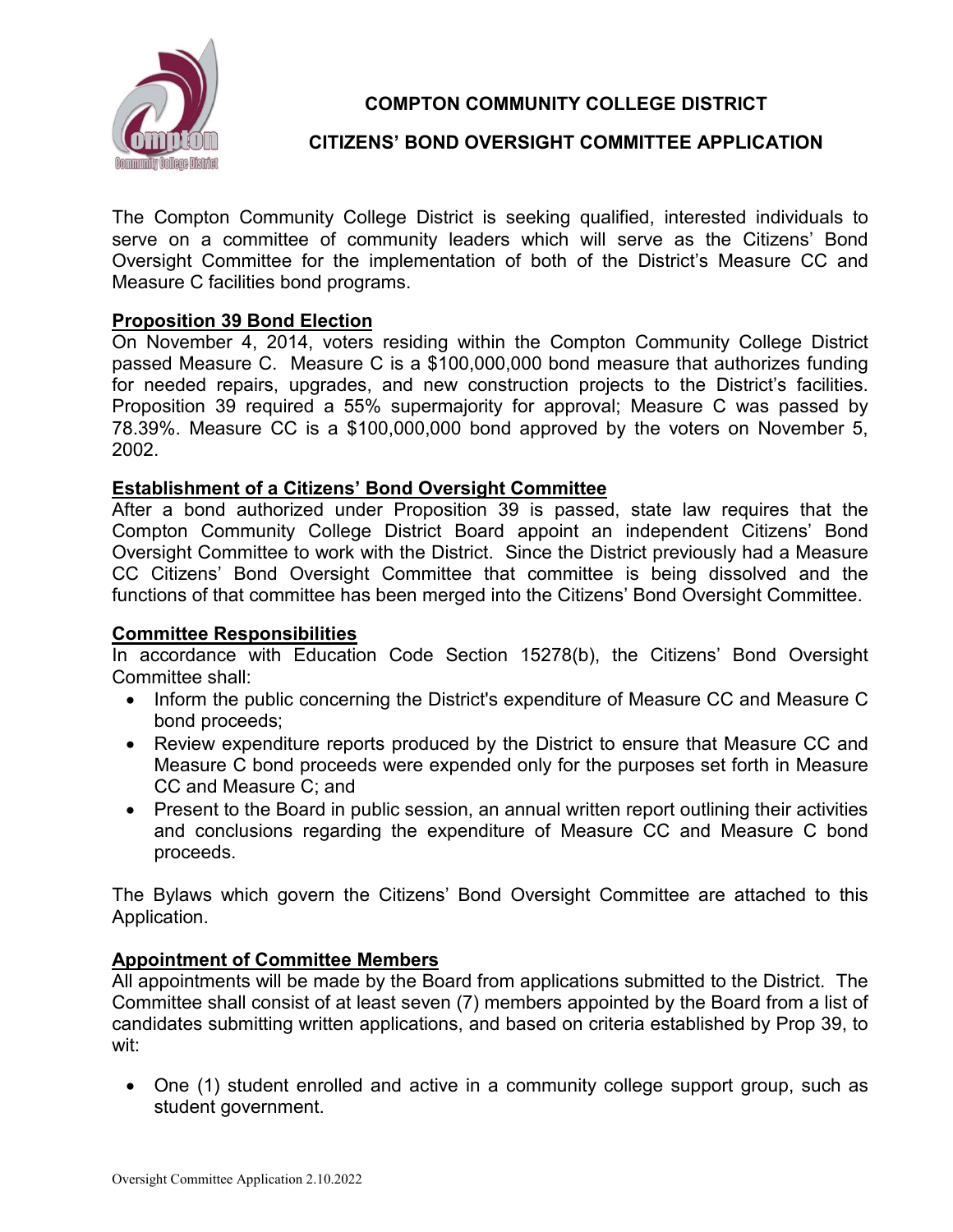# COMPTON COMMUNITY COLLEGE DISTRICT

## CITIZENS' BOND OVERSIGHT COMMITTEE APPLICATION

The Compton Community College District is seeking qualified, interested individuals to serve on a committee of community leaders which will serve as the Citizens' Bond Oversight Committee for the implementation of both of the District's Measure CC and Measure C facilities bond programs.

### Proposition 39 Bond Election

On November 4, 2014, voters residing within the Compton Community College District passed Measure C. Measure C is a $100,000,000 bond measure that authorizes funding for needed repairs, upgrades, and new construction projects to the District's facilities. Proposition 39 required a 55% supermajority for approval; Measure C was passed by 78.39%. Measure CC is a $100,000,000 bond approved by the voters on November 5, 2002.

### Establishment of a Citizens' Bond Oversight Committee

After a bond authorized under Proposition 39 is passed, state law requires that the Compton Community College District Board appoint an independent Citizens' Bond Oversight Committee to work with the District. Since the District previously had a Measure CC Citizens' Bond Oversight Committee that committee is being dissolved and the functions of that committee has been merged into the Citizens' Bond Oversight Committee.

### Committee Responsibilities

In accordance with Education Code Section 15278(b), the Citizens' Bond Oversight Committee shall:

- Inform the public concerning the District's expenditure of Measure CC and Measure C bond proceeds;
- Review expenditure reports produced by the District to ensure that Measure CC and Measure C bond proceeds were expended only for the purposes set forth in Measure CC and Measure C; and
- Present to the Board in public session, an annual written report outlining their activities and conclusions regarding the expenditure of Measure CC and Measure C bond proceeds.

The Bylaws which govern the Citizens' Bond Oversight Committee are attached to this Application.

### Appointment of Committee Members

All appointments will be made by the Board from applications submitted to the District. The Committee shall consist of at least seven (7) members appointed by the Board from a list of candidates submitting written applications, and based on criteria established by Prop 39, to wit:

- One (1) student enrolled and active in a community college support group, such as student government.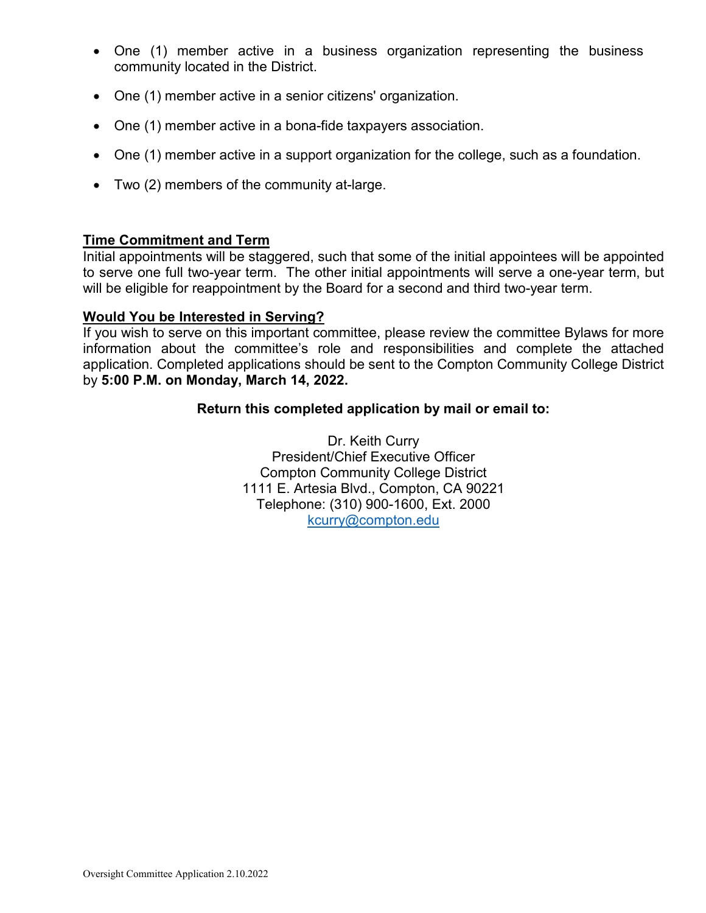- One (1) member active in a business organization representing the business community located in the District.
- One (1) member active in a senior citizens' organization.
- One (1) member active in a bona-fide taxpayers association.
- One (1) member active in a support organization for the college, such as a foundation.
- Two (2) members of the community at-large.

**Time Commitment and Term**

Initial appointments will be staggered, such that some of the initial appointees will be appointed to serve one full two-year term. The other initial appointments will serve a one-year term, but will be eligible for reappointment by the Board for a second and third two-year term.

**Would You be Interested in Serving?**

If you wish to serve on this important committee, please review the committee Bylaws for more information about the committee's role and responsibilities and complete the attached application. Completed applications should be sent to the Compton Community College District by **5:00 P.M. on Monday, March 14, 2022.**

**Return this completed application by mail or email to:**

Dr. Keith Curry
President/Chief Executive Officer
Compton Community College District
1111 E. Artesia Blvd., Compton, CA 90221
Telephone: (310) 900-1600, Ext. 2000
kcurry@compton.edu

Oversight Committee Application 2.10.2022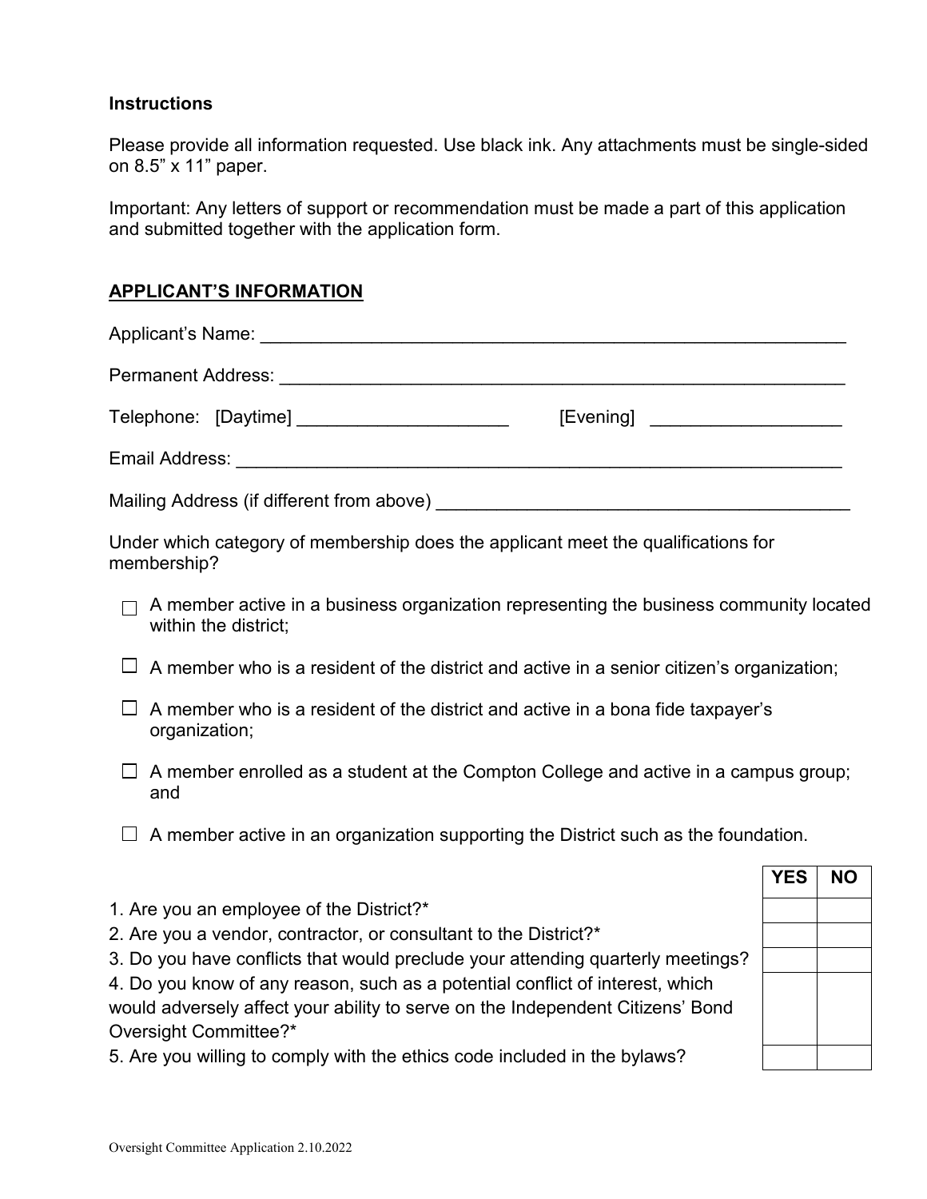**Instructions**

Please provide all information requested. Use black ink. Any attachments must be single-sided on 8.5” x 11” paper.

Important: Any letters of support or recommendation must be made a part of this application and submitted together with the application form.

**APPLICANT’S INFORMATION**

Applicant’s Name: ____________________________________________________________

Permanent Address: ___________________________________________________________

Telephone: [Daytime] _____________________ [Evening] ___________________

Email Address: ______________________________________________________________

Mailing Address (if different from above) _________________________________________

Under which category of membership does the applicant meet the qualifications for membership?

- ☐ A member active in a business organization representing the business community located within the district;
- ☐ A member who is a resident of the district and active in a senior citizen’s organization;
- ☐ A member who is a resident of the district and active in a bona fide taxpayer’s organization;
- ☐ A member enrolled as a student at the Compton College and active in a campus group; and
- ☐ A member active in an organization supporting the District such as the foundation.

| Question | YES | NO |
|---|---|---|
| 1. Are you an employee of the District?* | | |
| 2. Are you a vendor, contractor, or consultant to the District?* | | |
| 3. Do you have conflicts that would preclude your attending quarterly meetings? | | |
| 4. Do you know of any reason, such as a potential conflict of interest, which would adversely affect your ability to serve on the Independent Citizens’ Bond Oversight Committee?* | | |
| 5. Are you willing to comply with the ethics code included in the bylaws? | | |

Oversight Committee Application 2.10.2022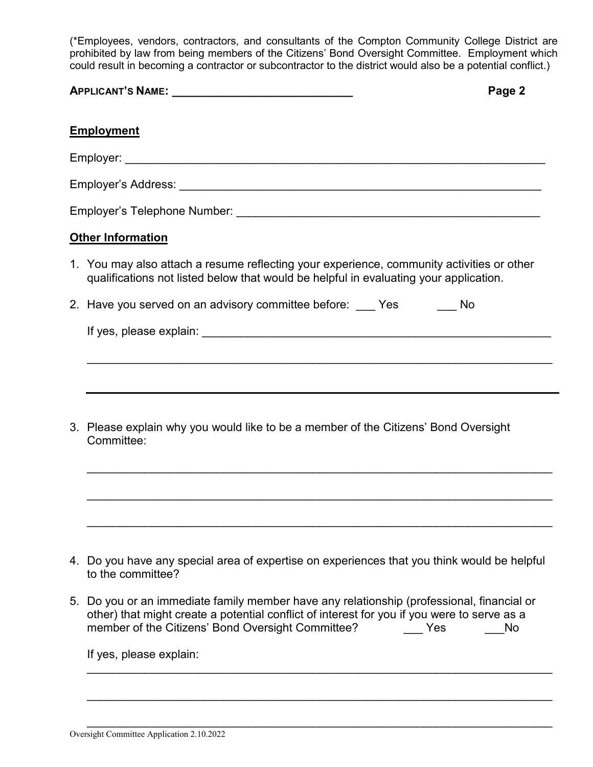(*Employees, vendors, contractors, and consultants of the Compton Community College District are prohibited by law from being members of the Citizens' Bond Oversight Committee. Employment which could result in becoming a contractor or subcontractor to the district would also be a potential conflict.)

**APPLICANT'S NAME: ______________________________** **Page 2**

## Employment

Employer: ______________________________________________________________________

Employer's Address: ____________________________________________________________

Employer's Telephone Number: ___________________________________________________

## Other Information

1. You may also attach a resume reflecting your experience, community activities or other qualifications not listed below that would be helpful in evaluating your application.

2. Have you served on an advisory committee before: ___ Yes ___ No

   If yes, please explain: ___________________________________________________________

   ________________________________________________________________________________

   ________________________________________________________________________________

3. Please explain why you would like to be a member of the Citizens' Bond Oversight Committee:

   ________________________________________________________________________________

   ________________________________________________________________________________

   ________________________________________________________________________________

4. Do you have any special area of expertise on experiences that you think would be helpful to the committee?

5. Do you or an immediate family member have any relationship (professional, financial or other) that might create a potential conflict of interest for you if you were to serve as a member of the Citizens' Bond Oversight Committee? ___ Yes ___No

   If yes, please explain:

   ________________________________________________________________________________

   ________________________________________________________________________________

   ________________________________________________________________________________

Oversight Committee Application 2.10.2022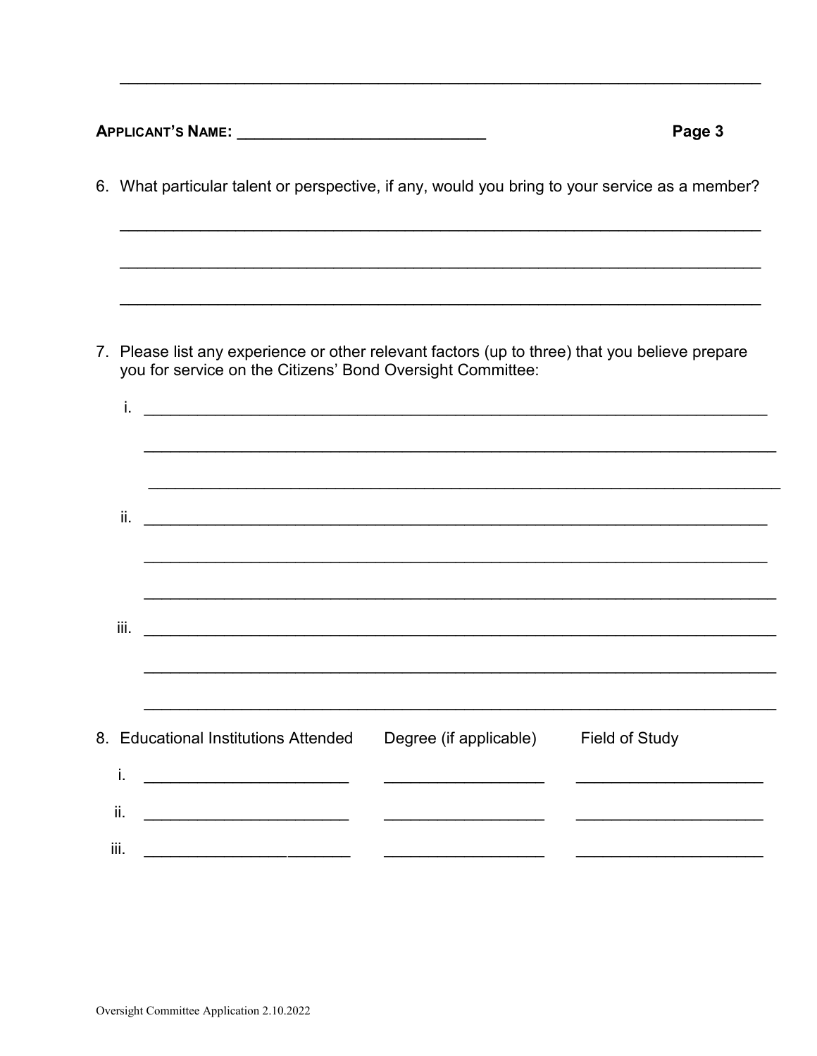___________________________________________________________________________

**APPLICANT'S NAME: ____________________________**

6. What particular talent or perspective, if any, would you bring to your service as a member?

   ___________________________________________________________________________

   ___________________________________________________________________________

   ___________________________________________________________________________

7. Please list any experience or other relevant factors (up to three) that you believe prepare you for service on the Citizens' Bond Oversight Committee:

   i. ___________________________________________________________________________

   ___________________________________________________________________________

   ___________________________________________________________________________

   ii. ___________________________________________________________________________

   ___________________________________________________________________________

   ___________________________________________________________________________

   iii. ___________________________________________________________________________

   ___________________________________________________________________________

   ___________________________________________________________________________

8. Educational Institutions Attended / Degree (if applicable) / Field of Study

| | Educational Institutions Attended | Degree (if applicable) | Field of Study |
|---|---|---|---|
| i. | ________________________ | __________________ | _____________________ |
| ii. | ________________________ | __________________ | _____________________ |
| iii. | ________________________ | __________________ | _____________________ |

Oversight Committee Application 2.10.2022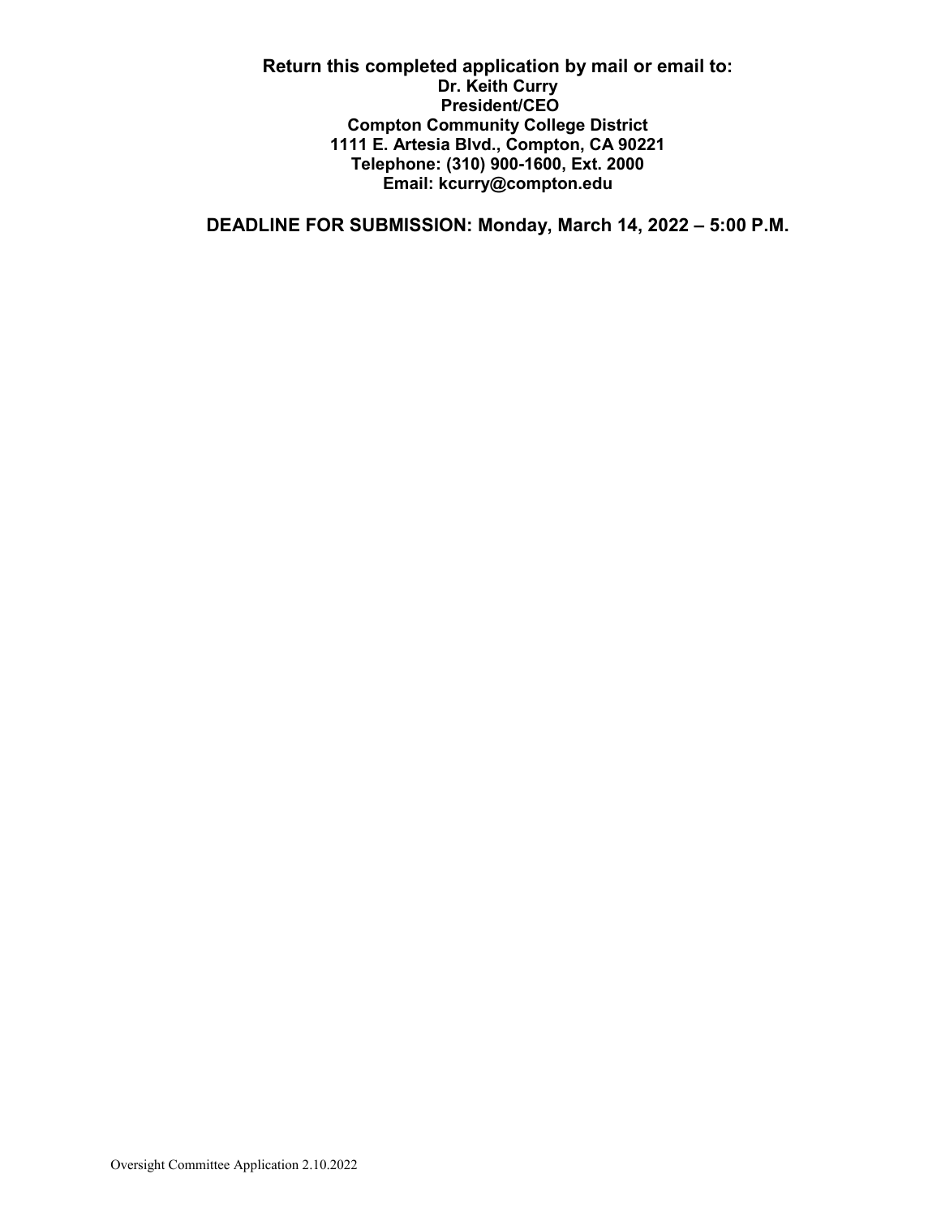**Return this completed application by mail or email to:**
**Dr. Keith Curry**
**President/CEO**
**Compton Community College District**
**1111 E. Artesia Blvd., Compton, CA 90221**
**Telephone: (310) 900-1600, Ext. 2000**
**Email: kcurry@compton.edu**

**DEADLINE FOR SUBMISSION: Monday, March 14, 2022 – 5:00 P.M.**